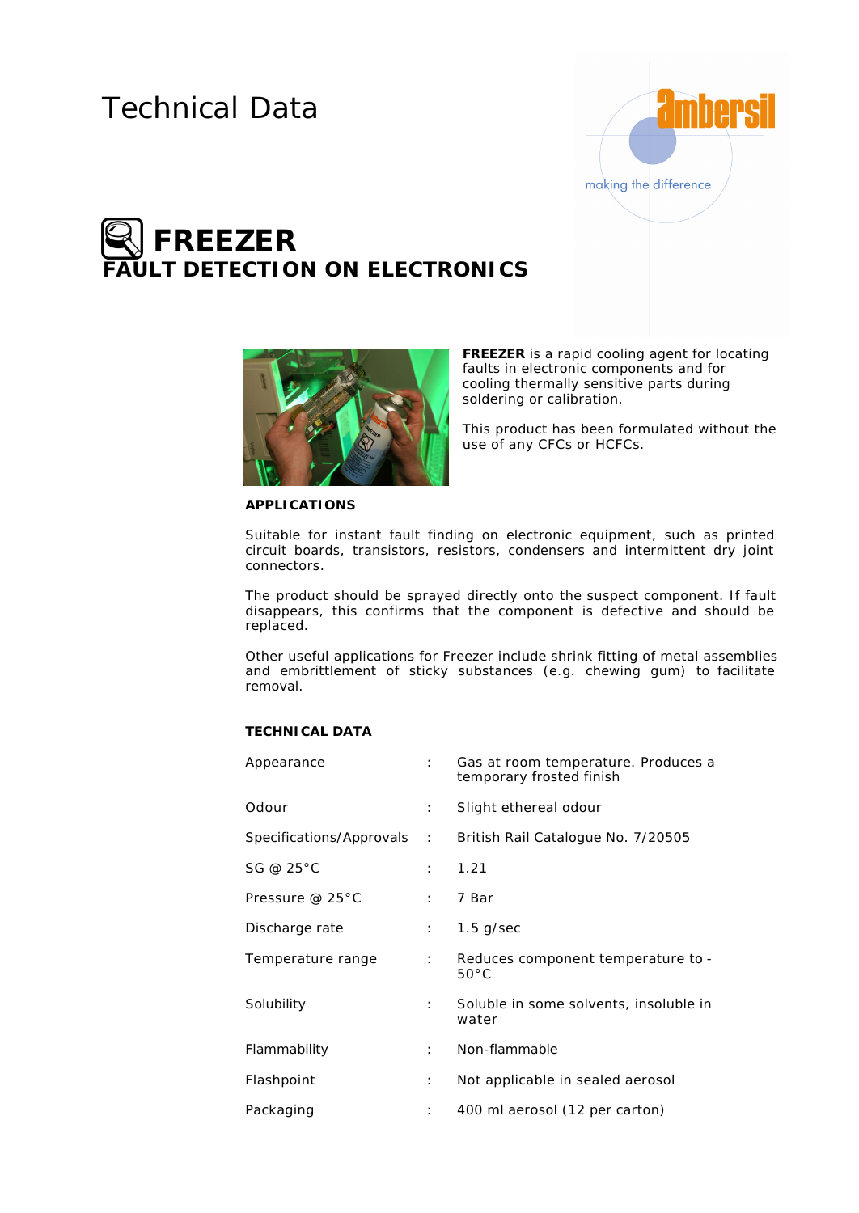# Technical Data

ambersil
making the difference

## FREEZER
### FAULT DETECTION ON ELECTRONICS

**FREEZER** is a rapid cooling agent for locating faults in electronic components and for cooling thermally sensitive parts during soldering or calibration.

This product has been formulated without the use of any CFCs or HCFCs.

**APPLICATIONS**

Suitable for instant fault finding on electronic equipment, such as printed circuit boards, transistors, resistors, condensers and intermittent dry joint connectors.

The product should be sprayed directly onto the suspect component. If fault disappears, this confirms that the component is defective and should be replaced.

Other useful applications for Freezer include shrink fitting of metal assemblies and embrittlement of sticky substances (e.g. chewing gum) to facilitate removal.

**TECHNICAL DATA**

| | | |
|---|---|---|
| Appearance | : | Gas at room temperature. Produces a temporary frosted finish |
| Odour | : | Slight ethereal odour |
| Specifications/Approvals | : | British Rail Catalogue No. 7/20505 |
| SG @ 25°C | : | 1.21 |
| Pressure @ 25°C | : | 7 Bar |
| Discharge rate | : | 1.5 g/sec |
| Temperature range | : | Reduces component temperature to -50°C |
| Solubility | : | Soluble in some solvents, insoluble in water |
| Flammability | : | Non-flammable |
| Flashpoint | : | Not applicable in sealed aerosol |
| Packaging | : | 400 ml aerosol (12 per carton) |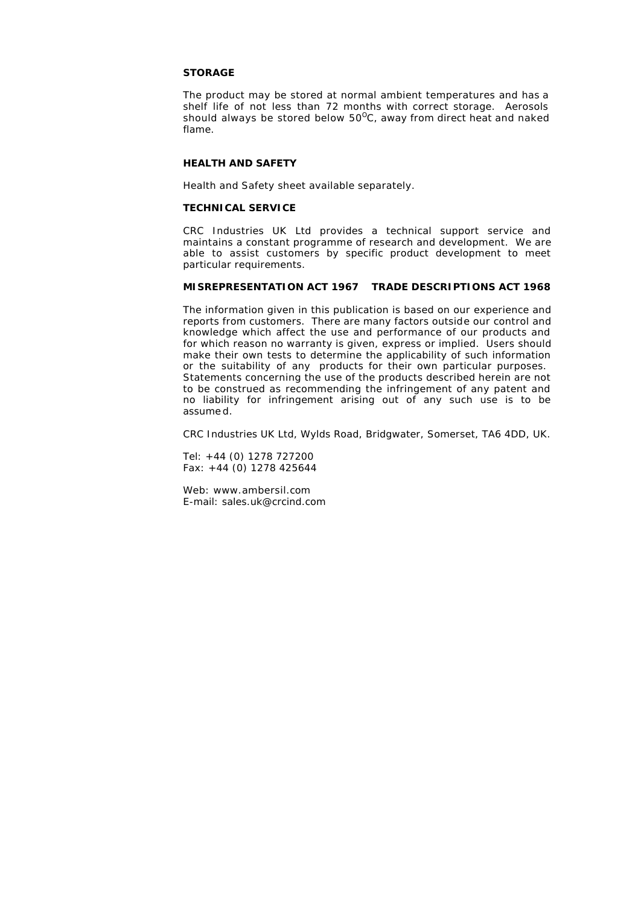**STORAGE**

The product may be stored at normal ambient temperatures and has a shelf life of not less than 72 months with correct storage. Aerosols should always be stored below 50$^{O}$C, away from direct heat and naked flame.

**HEALTH AND SAFETY**

Health and Safety sheet available separately.

**TECHNICAL SERVICE**

CRC Industries UK Ltd provides a technical support service and maintains a constant programme of research and development. We are able to assist customers by specific product development to meet particular requirements.

**MISREPRESENTATION ACT 1967 TRADE DESCRIPTIONS ACT 1968**

The information given in this publication is based on our experience and reports from customers. There are many factors outside our control and knowledge which affect the use and performance of our products and for which reason no warranty is given, express or implied. Users should make their own tests to determine the applicability of such information or the suitability of any products for their own particular purposes. Statements concerning the use of the products described herein are not to be construed as recommending the infringement of any patent and no liability for infringement arising out of any such use is to be assumed.

CRC Industries UK Ltd, Wylds Road, Bridgwater, Somerset, TA6 4DD, UK.

Tel: +44 (0) 1278 727200
Fax: +44 (0) 1278 425644

Web: www.ambersil.com
E-mail: sales.uk@crcind.com